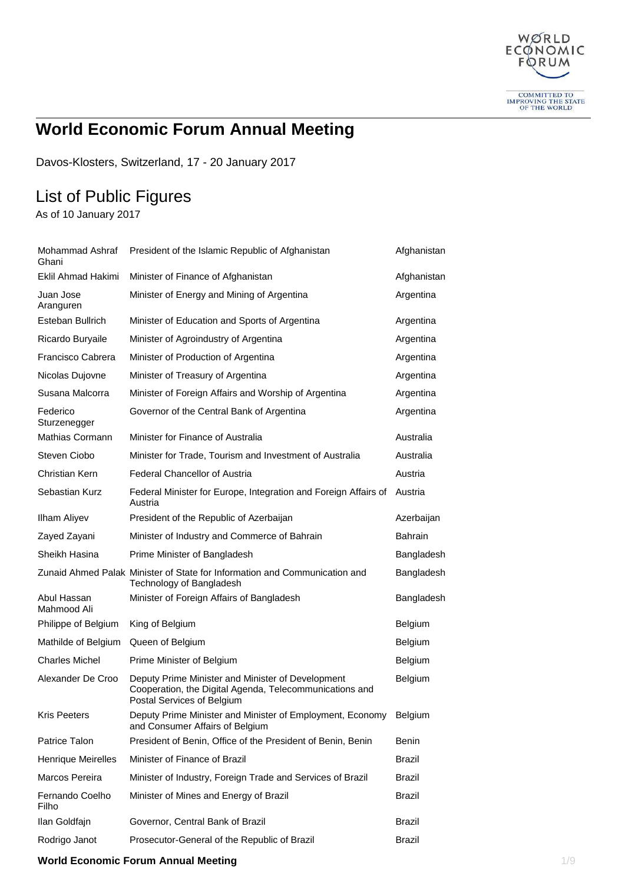# World Economic Forum Annual Meeting

Davos-Klosters, Switzerland, 17 - 20 January 2017

## List of Public Figures

As of 10 January 2017

| Name | Position | Country |
|---|---|---|
| Mohammad Ashraf Ghani | President of the Islamic Republic of Afghanistan | Afghanistan |
| Eklil Ahmad Hakimi | Minister of Finance of Afghanistan | Afghanistan |
| Juan Jose Aranguren | Minister of Energy and Mining of Argentina | Argentina |
| Esteban Bullrich | Minister of Education and Sports of Argentina | Argentina |
| Ricardo Buryaile | Minister of Agroindustry of Argentina | Argentina |
| Francisco Cabrera | Minister of Production of Argentina | Argentina |
| Nicolas Dujovne | Minister of Treasury of Argentina | Argentina |
| Susana Malcorra | Minister of Foreign Affairs and Worship of Argentina | Argentina |
| Federico Sturzenegger | Governor of the Central Bank of Argentina | Argentina |
| Mathias Cormann | Minister for Finance of Australia | Australia |
| Steven Ciobo | Minister for Trade, Tourism and Investment of Australia | Australia |
| Christian Kern | Federal Chancellor of Austria | Austria |
| Sebastian Kurz | Federal Minister for Europe, Integration and Foreign Affairs of Austria | Austria |
| Ilham Aliyev | President of the Republic of Azerbaijan | Azerbaijan |
| Zayed Zayani | Minister of Industry and Commerce of Bahrain | Bahrain |
| Sheikh Hasina | Prime Minister of Bangladesh | Bangladesh |
| Zunaid Ahmed Palak | Minister of State for Information and Communication and Technology of Bangladesh | Bangladesh |
| Abul Hassan Mahmood Ali | Minister of Foreign Affairs of Bangladesh | Bangladesh |
| Philippe of Belgium | King of Belgium | Belgium |
| Mathilde of Belgium | Queen of Belgium | Belgium |
| Charles Michel | Prime Minister of Belgium | Belgium |
| Alexander De Croo | Deputy Prime Minister and Minister of Development Cooperation, the Digital Agenda, Telecommunications and Postal Services of Belgium | Belgium |
| Kris Peeters | Deputy Prime Minister and Minister of Employment, Economy and Consumer Affairs of Belgium | Belgium |
| Patrice Talon | President of Benin, Office of the President of Benin, Benin | Benin |
| Henrique Meirelles | Minister of Finance of Brazil | Brazil |
| Marcos Pereira | Minister of Industry, Foreign Trade and Services of Brazil | Brazil |
| Fernando Coelho Filho | Minister of Mines and Energy of Brazil | Brazil |
| Ilan Goldfajn | Governor, Central Bank of Brazil | Brazil |
| Rodrigo Janot | Prosecutor-General of the Republic of Brazil | Brazil |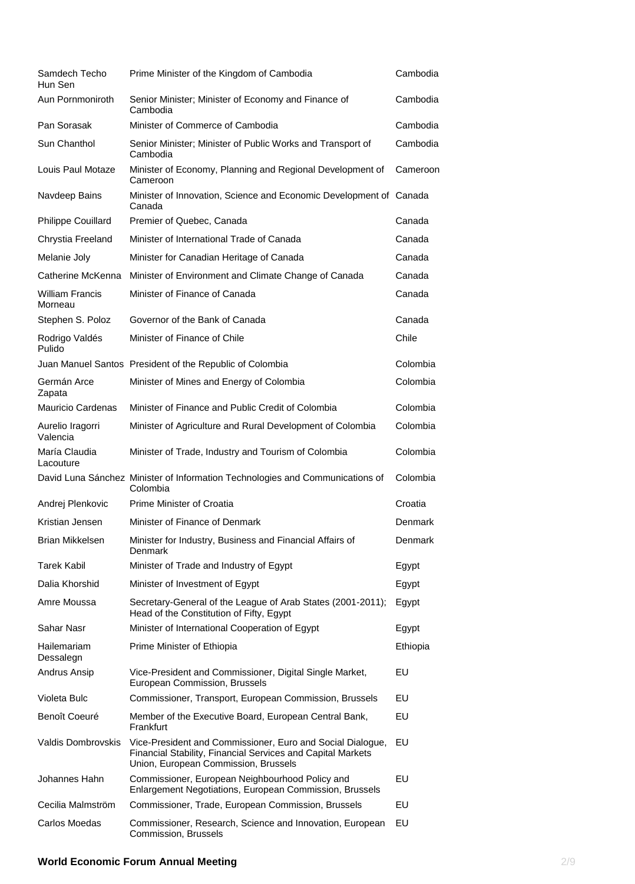| | | |
|---|---|---|
| Samdech Techo Hun Sen | Prime Minister of the Kingdom of Cambodia | Cambodia |
| Aun Pornmoniroth | Senior Minister; Minister of Economy and Finance of Cambodia | Cambodia |
| Pan Sorasak | Minister of Commerce of Cambodia | Cambodia |
| Sun Chanthol | Senior Minister; Minister of Public Works and Transport of Cambodia | Cambodia |
| Louis Paul Motaze | Minister of Economy, Planning and Regional Development of Cameroon | Cameroon |
| Navdeep Bains | Minister of Innovation, Science and Economic Development of Canada | Canada |
| Philippe Couillard | Premier of Quebec, Canada | Canada |
| Chrystia Freeland | Minister of International Trade of Canada | Canada |
| Melanie Joly | Minister for Canadian Heritage of Canada | Canada |
| Catherine McKenna | Minister of Environment and Climate Change of Canada | Canada |
| William Francis Morneau | Minister of Finance of Canada | Canada |
| Stephen S. Poloz | Governor of the Bank of Canada | Canada |
| Rodrigo Valdés Pulido | Minister of Finance of Chile | Chile |
| Juan Manuel Santos | President of the Republic of Colombia | Colombia |
| Germán Arce Zapata | Minister of Mines and Energy of Colombia | Colombia |
| Mauricio Cardenas | Minister of Finance and Public Credit of Colombia | Colombia |
| Aurelio Iragorri Valencia | Minister of Agriculture and Rural Development of Colombia | Colombia |
| María Claudia Lacouture | Minister of Trade, Industry and Tourism of Colombia | Colombia |
| David Luna Sánchez | Minister of Information Technologies and Communications of Colombia | Colombia |
| Andrej Plenkovic | Prime Minister of Croatia | Croatia |
| Kristian Jensen | Minister of Finance of Denmark | Denmark |
| Brian Mikkelsen | Minister for Industry, Business and Financial Affairs of Denmark | Denmark |
| Tarek Kabil | Minister of Trade and Industry of Egypt | Egypt |
| Dalia Khorshid | Minister of Investment of Egypt | Egypt |
| Amre Moussa | Secretary-General of the League of Arab States (2001-2011); Head of the Constitution of Fifty, Egypt | Egypt |
| Sahar Nasr | Minister of International Cooperation of Egypt | Egypt |
| Hailemariam Dessalegn | Prime Minister of Ethiopia | Ethiopia |
| Andrus Ansip | Vice-President and Commissioner, Digital Single Market, European Commission, Brussels | EU |
| Violeta Bulc | Commissioner, Transport, European Commission, Brussels | EU |
| Benoît Coeuré | Member of the Executive Board, European Central Bank, Frankfurt | EU |
| Valdis Dombrovskis | Vice-President and Commissioner, Euro and Social Dialogue, Financial Stability, Financial Services and Capital Markets Union, European Commission, Brussels | EU |
| Johannes Hahn | Commissioner, European Neighbourhood Policy and Enlargement Negotiations, European Commission, Brussels | EU |
| Cecilia Malmström | Commissioner, Trade, European Commission, Brussels | EU |
| Carlos Moedas | Commissioner, Research, Science and Innovation, European Commission, Brussels | EU |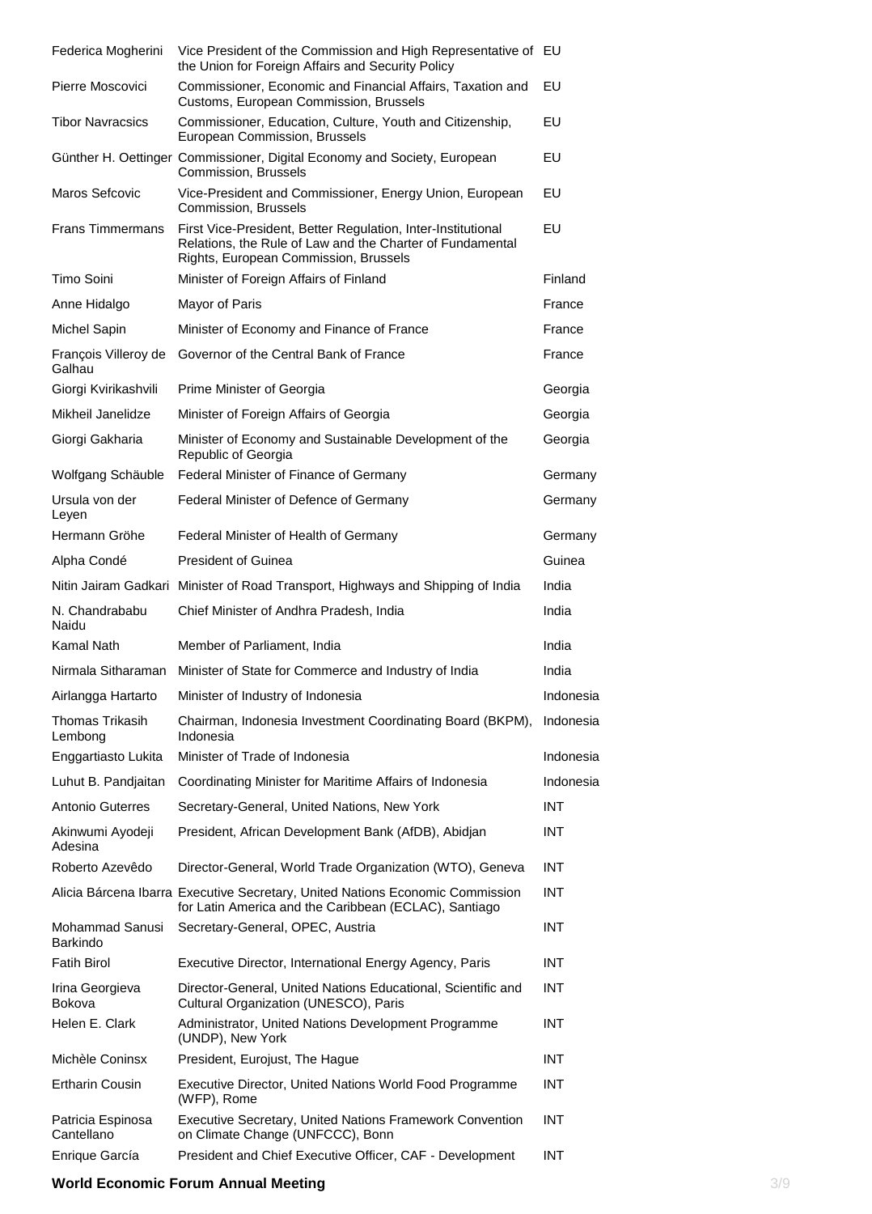| | | |
|---|---|---|
| Federica Mogherini | Vice President of the Commission and High Representative of the Union for Foreign Affairs and Security Policy | EU |
| Pierre Moscovici | Commissioner, Economic and Financial Affairs, Taxation and Customs, European Commission, Brussels | EU |
| Tibor Navracsics | Commissioner, Education, Culture, Youth and Citizenship, European Commission, Brussels | EU |
| Günther H. Oettinger | Commissioner, Digital Economy and Society, European Commission, Brussels | EU |
| Maros Sefcovic | Vice-President and Commissioner, Energy Union, European Commission, Brussels | EU |
| Frans Timmermans | First Vice-President, Better Regulation, Inter-Institutional Relations, the Rule of Law and the Charter of Fundamental Rights, European Commission, Brussels | EU |
| Timo Soini | Minister of Foreign Affairs of Finland | Finland |
| Anne Hidalgo | Mayor of Paris | France |
| Michel Sapin | Minister of Economy and Finance of France | France |
| François Villeroy de Galhau | Governor of the Central Bank of France | France |
| Giorgi Kvirikashvili | Prime Minister of Georgia | Georgia |
| Mikheil Janelidze | Minister of Foreign Affairs of Georgia | Georgia |
| Giorgi Gakharia | Minister of Economy and Sustainable Development of the Republic of Georgia | Georgia |
| Wolfgang Schäuble | Federal Minister of Finance of Germany | Germany |
| Ursula von der Leyen | Federal Minister of Defence of Germany | Germany |
| Hermann Gröhe | Federal Minister of Health of Germany | Germany |
| Alpha Condé | President of Guinea | Guinea |
| Nitin Jairam Gadkari | Minister of Road Transport, Highways and Shipping of India | India |
| N. Chandrababu Naidu | Chief Minister of Andhra Pradesh, India | India |
| Kamal Nath | Member of Parliament, India | India |
| Nirmala Sitharaman | Minister of State for Commerce and Industry of India | India |
| Airlangga Hartarto | Minister of Industry of Indonesia | Indonesia |
| Thomas Trikasih Lembong | Chairman, Indonesia Investment Coordinating Board (BKPM), Indonesia | Indonesia |
| Enggartiasto Lukita | Minister of Trade of Indonesia | Indonesia |
| Luhut B. Pandjaitan | Coordinating Minister for Maritime Affairs of Indonesia | Indonesia |
| Antonio Guterres | Secretary-General, United Nations, New York | INT |
| Akinwumi Ayodeji Adesina | President, African Development Bank (AfDB), Abidjan | INT |
| Roberto Azevêdo | Director-General, World Trade Organization (WTO), Geneva | INT |
| Alicia Bárcena Ibarra | Executive Secretary, United Nations Economic Commission for Latin America and the Caribbean (ECLAC), Santiago | INT |
| Mohammad Sanusi Barkindo | Secretary-General, OPEC, Austria | INT |
| Fatih Birol | Executive Director, International Energy Agency, Paris | INT |
| Irina Georgieva Bokova | Director-General, United Nations Educational, Scientific and Cultural Organization (UNESCO), Paris | INT |
| Helen E. Clark | Administrator, United Nations Development Programme (UNDP), New York | INT |
| Michèle Coninsx | President, Eurojust, The Hague | INT |
| Ertharin Cousin | Executive Director, United Nations World Food Programme (WFP), Rome | INT |
| Patricia Espinosa Cantellano | Executive Secretary, United Nations Framework Convention on Climate Change (UNFCCC), Bonn | INT |
| Enrique García | President and Chief Executive Officer, CAF - Development | INT |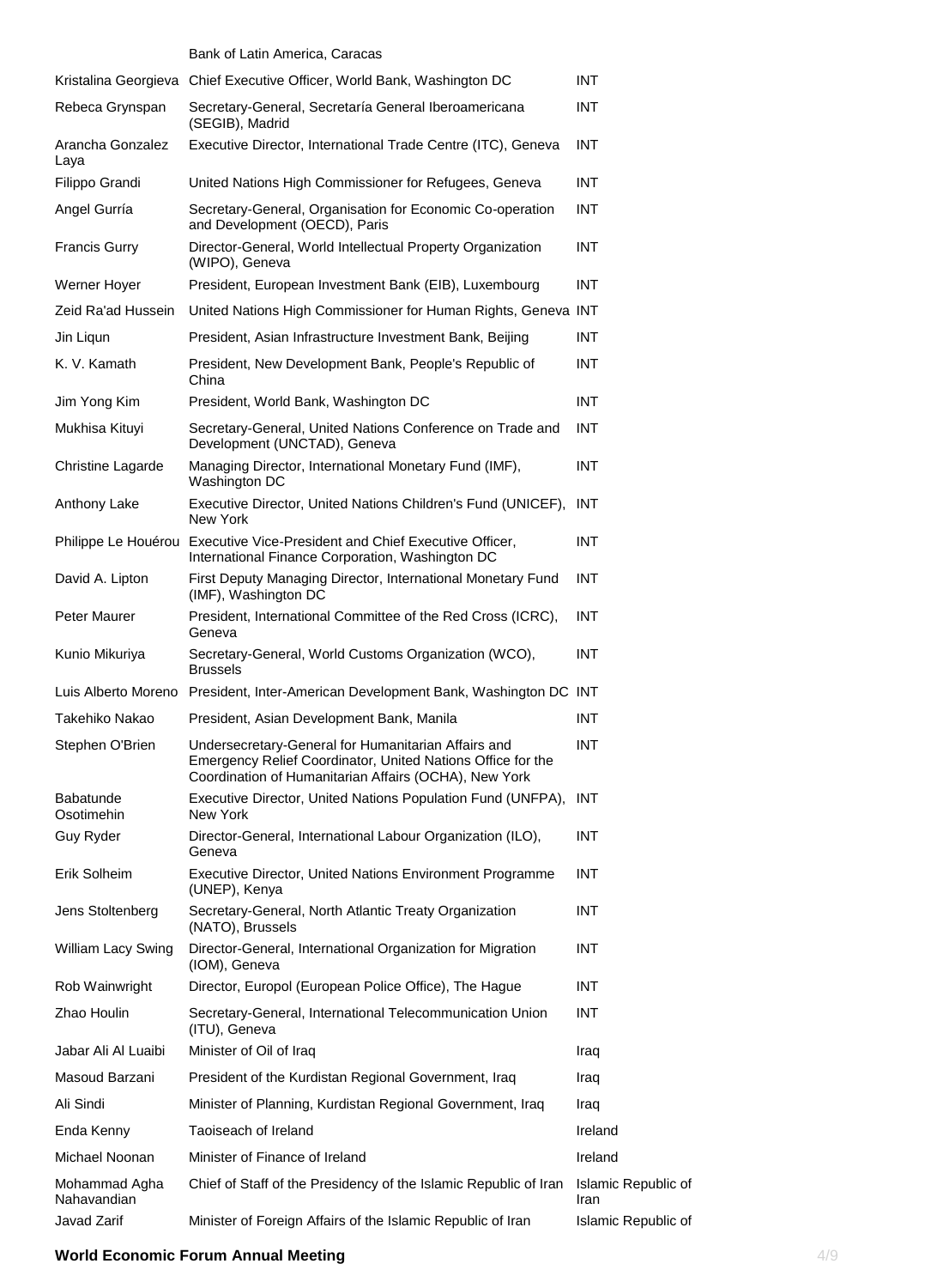| | | |
|---|---|---|
| | Bank of Latin America, Caracas | |
| Kristalina Georgieva | Chief Executive Officer, World Bank, Washington DC | INT |
| Rebeca Grynspan | Secretary-General, Secretaría General Iberoamericana (SEGIB), Madrid | INT |
| Arancha Gonzalez Laya | Executive Director, International Trade Centre (ITC), Geneva | INT |
| Filippo Grandi | United Nations High Commissioner for Refugees, Geneva | INT |
| Angel Gurría | Secretary-General, Organisation for Economic Co-operation and Development (OECD), Paris | INT |
| Francis Gurry | Director-General, World Intellectual Property Organization (WIPO), Geneva | INT |
| Werner Hoyer | President, European Investment Bank (EIB), Luxembourg | INT |
| Zeid Ra'ad Hussein | United Nations High Commissioner for Human Rights, Geneva | INT |
| Jin Liqun | President, Asian Infrastructure Investment Bank, Beijing | INT |
| K. V. Kamath | President, New Development Bank, People's Republic of China | INT |
| Jim Yong Kim | President, World Bank, Washington DC | INT |
| Mukhisa Kituyi | Secretary-General, United Nations Conference on Trade and Development (UNCTAD), Geneva | INT |
| Christine Lagarde | Managing Director, International Monetary Fund (IMF), Washington DC | INT |
| Anthony Lake | Executive Director, United Nations Children's Fund (UNICEF), New York | INT |
| Philippe Le Houérou | Executive Vice-President and Chief Executive Officer, International Finance Corporation, Washington DC | INT |
| David A. Lipton | First Deputy Managing Director, International Monetary Fund (IMF), Washington DC | INT |
| Peter Maurer | President, International Committee of the Red Cross (ICRC), Geneva | INT |
| Kunio Mikuriya | Secretary-General, World Customs Organization (WCO), Brussels | INT |
| Luis Alberto Moreno | President, Inter-American Development Bank, Washington DC | INT |
| Takehiko Nakao | President, Asian Development Bank, Manila | INT |
| Stephen O'Brien | Undersecretary-General for Humanitarian Affairs and Emergency Relief Coordinator, United Nations Office for the Coordination of Humanitarian Affairs (OCHA), New York | INT |
| Babatunde Osotimehin | Executive Director, United Nations Population Fund (UNFPA), New York | INT |
| Guy Ryder | Director-General, International Labour Organization (ILO), Geneva | INT |
| Erik Solheim | Executive Director, United Nations Environment Programme (UNEP), Kenya | INT |
| Jens Stoltenberg | Secretary-General, North Atlantic Treaty Organization (NATO), Brussels | INT |
| William Lacy Swing | Director-General, International Organization for Migration (IOM), Geneva | INT |
| Rob Wainwright | Director, Europol (European Police Office), The Hague | INT |
| Zhao Houlin | Secretary-General, International Telecommunication Union (ITU), Geneva | INT |
| Jabar Ali Al Luaibi | Minister of Oil of Iraq | Iraq |
| Masoud Barzani | President of the Kurdistan Regional Government, Iraq | Iraq |
| Ali Sindi | Minister of Planning, Kurdistan Regional Government, Iraq | Iraq |
| Enda Kenny | Taoiseach of Ireland | Ireland |
| Michael Noonan | Minister of Finance of Ireland | Ireland |
| Mohammad Agha Nahavandian | Chief of Staff of the Presidency of the Islamic Republic of Iran | Islamic Republic of Iran |
| Javad Zarif | Minister of Foreign Affairs of the Islamic Republic of Iran | Islamic Republic of |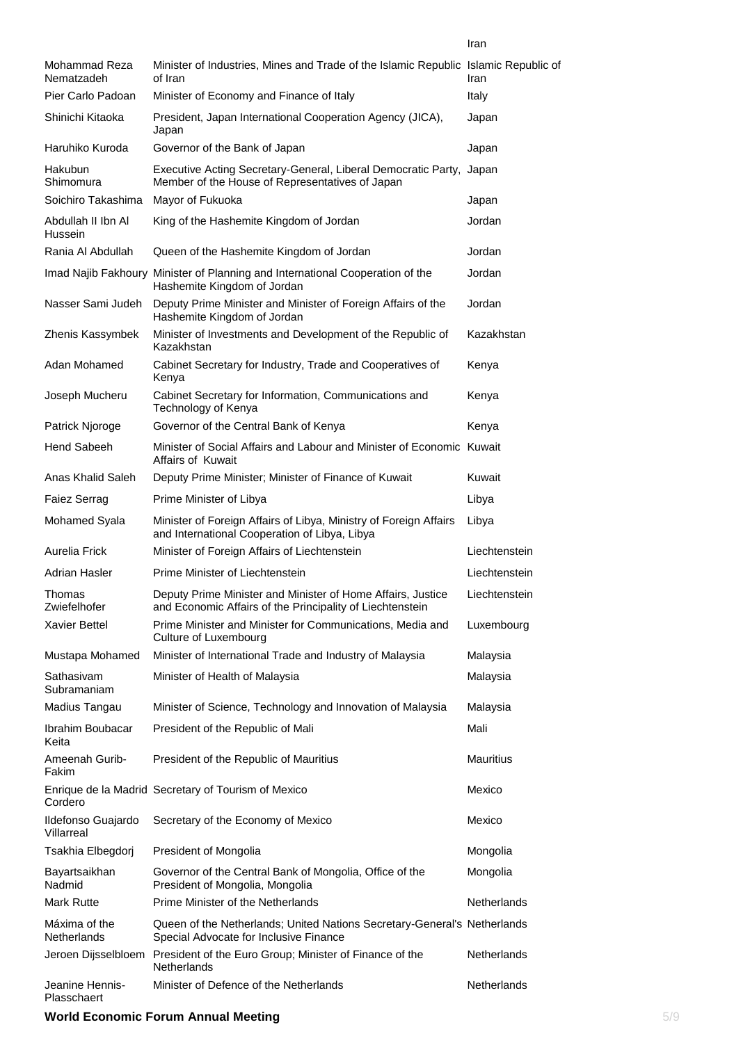| | | Iran |
|---|---|---|
| Mohammad Reza Nematzadeh | Minister of Industries, Mines and Trade of the Islamic Republic of Iran | Islamic Republic of Iran |
| Pier Carlo Padoan | Minister of Economy and Finance of Italy | Italy |
| Shinichi Kitaoka | President, Japan International Cooperation Agency (JICA), Japan | Japan |
| Haruhiko Kuroda | Governor of the Bank of Japan | Japan |
| Hakubun Shimomura | Executive Acting Secretary-General, Liberal Democratic Party, Member of the House of Representatives of Japan | Japan |
| Soichiro Takashima | Mayor of Fukuoka | Japan |
| Abdullah II Ibn Al Hussein | King of the Hashemite Kingdom of Jordan | Jordan |
| Rania Al Abdullah | Queen of the Hashemite Kingdom of Jordan | Jordan |
| Imad Najib Fakhoury | Minister of Planning and International Cooperation of the Hashemite Kingdom of Jordan | Jordan |
| Nasser Sami Judeh | Deputy Prime Minister and Minister of Foreign Affairs of the Hashemite Kingdom of Jordan | Jordan |
| Zhenis Kassymbek | Minister of Investments and Development of the Republic of Kazakhstan | Kazakhstan |
| Adan Mohamed | Cabinet Secretary for Industry, Trade and Cooperatives of Kenya | Kenya |
| Joseph Mucheru | Cabinet Secretary for Information, Communications and Technology of Kenya | Kenya |
| Patrick Njoroge | Governor of the Central Bank of Kenya | Kenya |
| Hend Sabeeh | Minister of Social Affairs and Labour and Minister of Economic Affairs of Kuwait | Kuwait |
| Anas Khalid Saleh | Deputy Prime Minister; Minister of Finance of Kuwait | Kuwait |
| Faiez Serrag | Prime Minister of Libya | Libya |
| Mohamed Syala | Minister of Foreign Affairs of Libya, Ministry of Foreign Affairs and International Cooperation of Libya, Libya | Libya |
| Aurelia Frick | Minister of Foreign Affairs of Liechtenstein | Liechtenstein |
| Adrian Hasler | Prime Minister of Liechtenstein | Liechtenstein |
| Thomas Zwiefelhofer | Deputy Prime Minister and Minister of Home Affairs, Justice and Economic Affairs of the Principality of Liechtenstein | Liechtenstein |
| Xavier Bettel | Prime Minister and Minister for Communications, Media and Culture of Luxembourg | Luxembourg |
| Mustapa Mohamed | Minister of International Trade and Industry of Malaysia | Malaysia |
| Sathasivam Subramaniam | Minister of Health of Malaysia | Malaysia |
| Madius Tangau | Minister of Science, Technology and Innovation of Malaysia | Malaysia |
| Ibrahim Boubacar Keita | President of the Republic of Mali | Mali |
| Ameenah Gurib-Fakim | President of the Republic of Mauritius | Mauritius |
| Enrique de la Madrid Cordero | Secretary of Tourism of Mexico | Mexico |
| Ildefonso Guajardo Villarreal | Secretary of the Economy of Mexico | Mexico |
| Tsakhia Elbegdorj | President of Mongolia | Mongolia |
| Bayartsaikhan Nadmid | Governor of the Central Bank of Mongolia, Office of the President of Mongolia, Mongolia | Mongolia |
| Mark Rutte | Prime Minister of the Netherlands | Netherlands |
| Máxima of the Netherlands | Queen of the Netherlands; United Nations Secretary-General's Special Advocate for Inclusive Finance | Netherlands |
| Jeroen Dijsselbloem | President of the Euro Group; Minister of Finance of the Netherlands | Netherlands |
| Jeanine Hennis-Plasschaert | Minister of Defence of the Netherlands | Netherlands |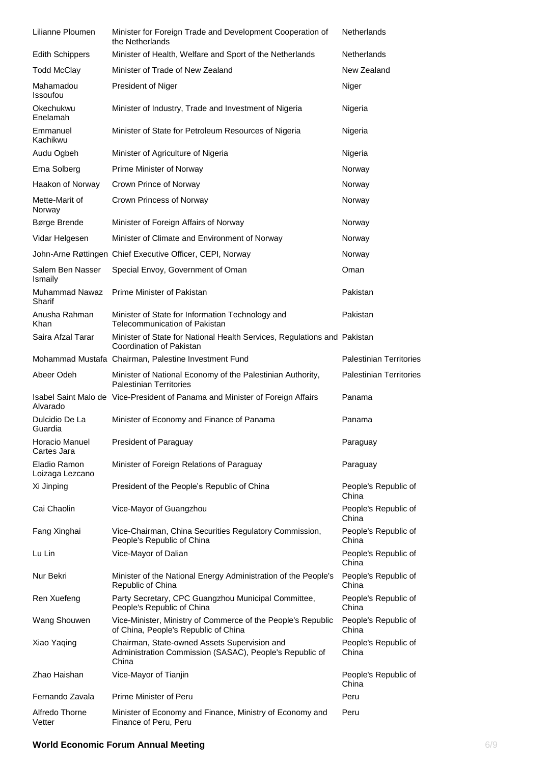| | | |
|---|---|---|
| Lilianne Ploumen | Minister for Foreign Trade and Development Cooperation of the Netherlands | Netherlands |
| Edith Schippers | Minister of Health, Welfare and Sport of the Netherlands | Netherlands |
| Todd McClay | Minister of Trade of New Zealand | New Zealand |
| Mahamadou Issoufou | President of Niger | Niger |
| Okechukwu Enelamah | Minister of Industry, Trade and Investment of Nigeria | Nigeria |
| Emmanuel Kachikwu | Minister of State for Petroleum Resources of Nigeria | Nigeria |
| Audu Ogbeh | Minister of Agriculture of Nigeria | Nigeria |
| Erna Solberg | Prime Minister of Norway | Norway |
| Haakon of Norway | Crown Prince of Norway | Norway |
| Mette-Marit of Norway | Crown Princess of Norway | Norway |
| Børge Brende | Minister of Foreign Affairs of Norway | Norway |
| Vidar Helgesen | Minister of Climate and Environment of Norway | Norway |
| John-Arne Røttingen | Chief Executive Officer, CEPI, Norway | Norway |
| Salem Ben Nasser Ismaily | Special Envoy, Government of Oman | Oman |
| Muhammad Nawaz Sharif | Prime Minister of Pakistan | Pakistan |
| Anusha Rahman Khan | Minister of State for Information Technology and Telecommunication of Pakistan | Pakistan |
| Saira Afzal Tarar | Minister of State for National Health Services, Regulations and Coordination of Pakistan | Pakistan |
| Mohammad Mustafa | Chairman, Palestine Investment Fund | Palestinian Territories |
| Abeer Odeh | Minister of National Economy of the Palestinian Authority, Palestinian Territories | Palestinian Territories |
| Isabel Saint Malo de Alvarado | Vice-President of Panama and Minister of Foreign Affairs | Panama |
| Dulcidio De La Guardia | Minister of Economy and Finance of Panama | Panama |
| Horacio Manuel Cartes Jara | President of Paraguay | Paraguay |
| Eladio Ramon Loizaga Lezcano | Minister of Foreign Relations of Paraguay | Paraguay |
| Xi Jinping | President of the People's Republic of China | People's Republic of China |
| Cai Chaolin | Vice-Mayor of Guangzhou | People's Republic of China |
| Fang Xinghai | Vice-Chairman, China Securities Regulatory Commission, People's Republic of China | People's Republic of China |
| Lu Lin | Vice-Mayor of Dalian | People's Republic of China |
| Nur Bekri | Minister of the National Energy Administration of the People's Republic of China | People's Republic of China |
| Ren Xuefeng | Party Secretary, CPC Guangzhou Municipal Committee, People's Republic of China | People's Republic of China |
| Wang Shouwen | Vice-Minister, Ministry of Commerce of the People's Republic of China, People's Republic of China | People's Republic of China |
| Xiao Yaqing | Chairman, State-owned Assets Supervision and Administration Commission (SASAC), People's Republic of China | People's Republic of China |
| Zhao Haishan | Vice-Mayor of Tianjin | People's Republic of China |
| Fernando Zavala | Prime Minister of Peru | Peru |
| Alfredo Thorne Vetter | Minister of Economy and Finance, Ministry of Economy and Finance of Peru, Peru | Peru |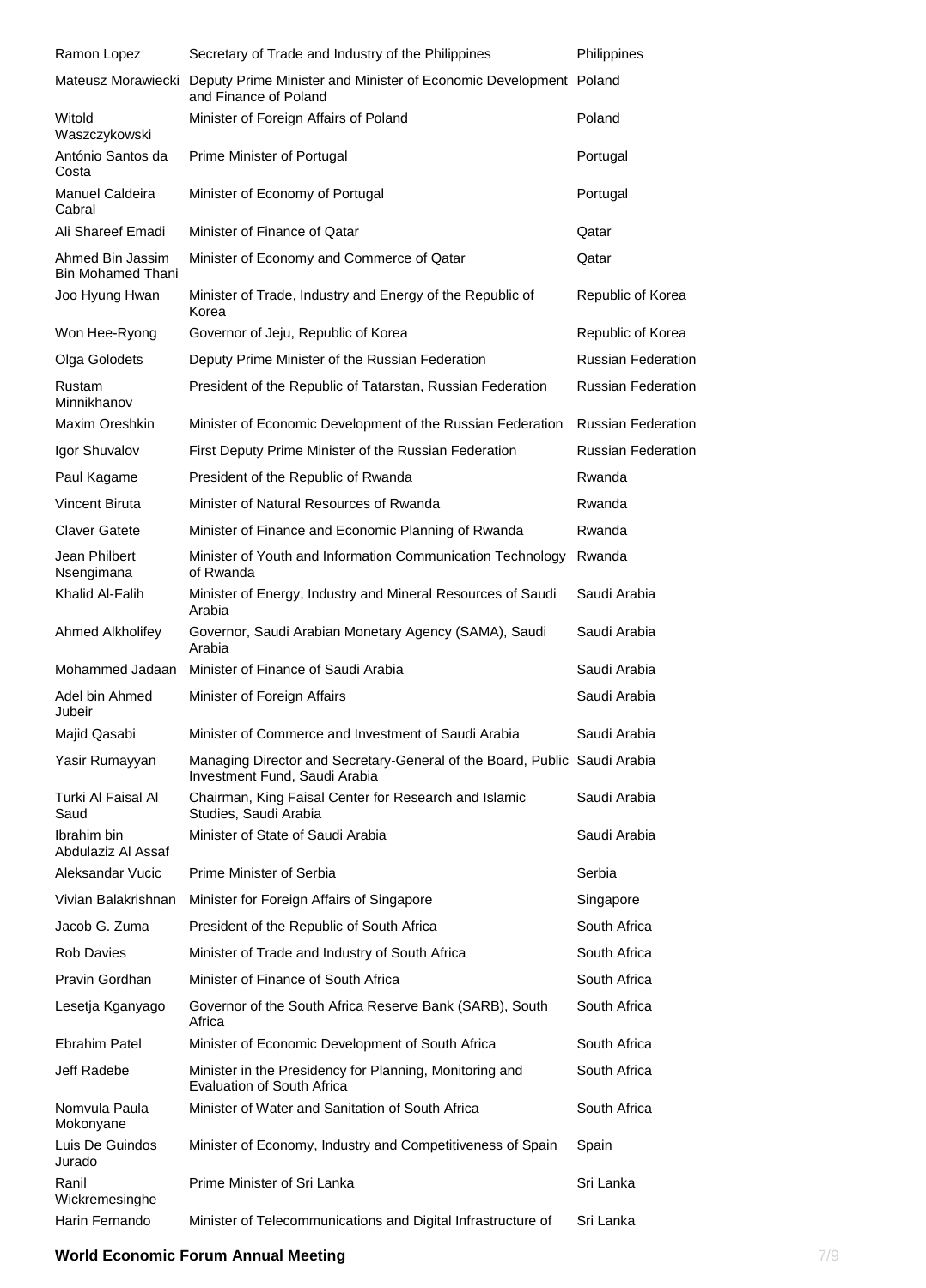| | | |
|---|---|---|
| Ramon Lopez | Secretary of Trade and Industry of the Philippines | Philippines |
| Mateusz Morawiecki | Deputy Prime Minister and Minister of Economic Development and Finance of Poland | Poland |
| Witold Waszczykowski | Minister of Foreign Affairs of Poland | Poland |
| António Santos da Costa | Prime Minister of Portugal | Portugal |
| Manuel Caldeira Cabral | Minister of Economy of Portugal | Portugal |
| Ali Shareef Emadi | Minister of Finance of Qatar | Qatar |
| Ahmed Bin Jassim Bin Mohamed Thani | Minister of Economy and Commerce of Qatar | Qatar |
| Joo Hyung Hwan | Minister of Trade, Industry and Energy of the Republic of Korea | Republic of Korea |
| Won Hee-Ryong | Governor of Jeju, Republic of Korea | Republic of Korea |
| Olga Golodets | Deputy Prime Minister of the Russian Federation | Russian Federation |
| Rustam Minnikhanov | President of the Republic of Tatarstan, Russian Federation | Russian Federation |
| Maxim Oreshkin | Minister of Economic Development of the Russian Federation | Russian Federation |
| Igor Shuvalov | First Deputy Prime Minister of the Russian Federation | Russian Federation |
| Paul Kagame | President of the Republic of Rwanda | Rwanda |
| Vincent Biruta | Minister of Natural Resources of Rwanda | Rwanda |
| Claver Gatete | Minister of Finance and Economic Planning of Rwanda | Rwanda |
| Jean Philbert Nsengimana | Minister of Youth and Information Communication Technology of Rwanda | Rwanda |
| Khalid Al-Falih | Minister of Energy, Industry and Mineral Resources of Saudi Arabia | Saudi Arabia |
| Ahmed Alkholifey | Governor, Saudi Arabian Monetary Agency (SAMA), Saudi Arabia | Saudi Arabia |
| Mohammed Jadaan | Minister of Finance of Saudi Arabia | Saudi Arabia |
| Adel bin Ahmed Jubeir | Minister of Foreign Affairs | Saudi Arabia |
| Majid Qasabi | Minister of Commerce and Investment of Saudi Arabia | Saudi Arabia |
| Yasir Rumayyan | Managing Director and Secretary-General of the Board, Public Investment Fund, Saudi Arabia | Saudi Arabia |
| Turki Al Faisal Al Saud | Chairman, King Faisal Center for Research and Islamic Studies, Saudi Arabia | Saudi Arabia |
| Ibrahim bin Abdulaziz Al Assaf | Minister of State of Saudi Arabia | Saudi Arabia |
| Aleksandar Vucic | Prime Minister of Serbia | Serbia |
| Vivian Balakrishnan | Minister for Foreign Affairs of Singapore | Singapore |
| Jacob G. Zuma | President of the Republic of South Africa | South Africa |
| Rob Davies | Minister of Trade and Industry of South Africa | South Africa |
| Pravin Gordhan | Minister of Finance of South Africa | South Africa |
| Lesetja Kganyago | Governor of the South Africa Reserve Bank (SARB), South Africa | South Africa |
| Ebrahim Patel | Minister of Economic Development of South Africa | South Africa |
| Jeff Radebe | Minister in the Presidency for Planning, Monitoring and Evaluation of South Africa | South Africa |
| Nomvula Paula Mokonyane | Minister of Water and Sanitation of South Africa | South Africa |
| Luis De Guindos Jurado | Minister of Economy, Industry and Competitiveness of Spain | Spain |
| Ranil Wickremesinghe | Prime Minister of Sri Lanka | Sri Lanka |
| Harin Fernando | Minister of Telecommunications and Digital Infrastructure of | Sri Lanka |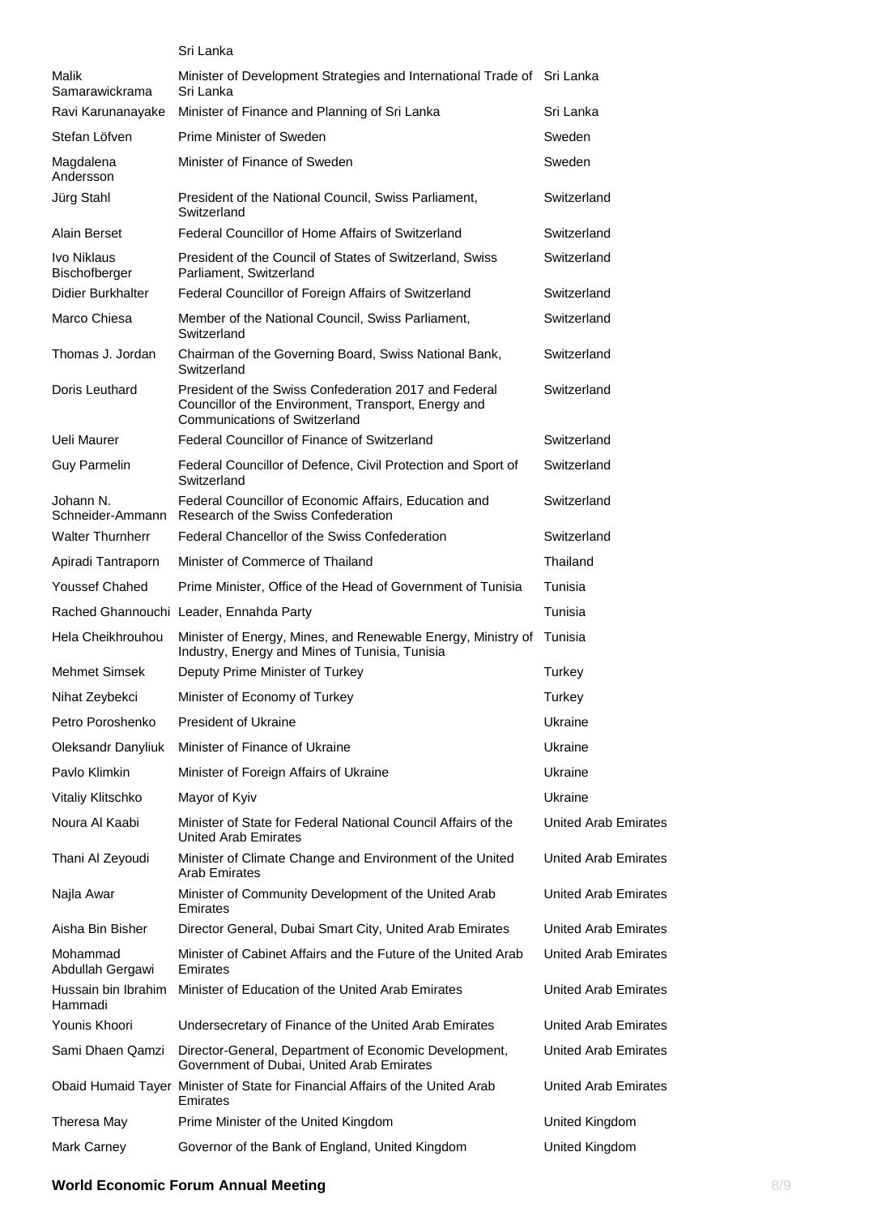| | | |
|---|---|---|
| | Sri Lanka | |
| Malik Samarawickrama | Minister of Development Strategies and International Trade of Sri Lanka | Sri Lanka |
| Ravi Karunanayake | Minister of Finance and Planning of Sri Lanka | Sri Lanka |
| Stefan Löfven | Prime Minister of Sweden | Sweden |
| Magdalena Andersson | Minister of Finance of Sweden | Sweden |
| Jürg Stahl | President of the National Council, Swiss Parliament, Switzerland | Switzerland |
| Alain Berset | Federal Councillor of Home Affairs of Switzerland | Switzerland |
| Ivo Niklaus Bischofberger | President of the Council of States of Switzerland, Swiss Parliament, Switzerland | Switzerland |
| Didier Burkhalter | Federal Councillor of Foreign Affairs of Switzerland | Switzerland |
| Marco Chiesa | Member of the National Council, Swiss Parliament, Switzerland | Switzerland |
| Thomas J. Jordan | Chairman of the Governing Board, Swiss National Bank, Switzerland | Switzerland |
| Doris Leuthard | President of the Swiss Confederation 2017 and Federal Councillor of the Environment, Transport, Energy and Communications of Switzerland | Switzerland |
| Ueli Maurer | Federal Councillor of Finance of Switzerland | Switzerland |
| Guy Parmelin | Federal Councillor of Defence, Civil Protection and Sport of Switzerland | Switzerland |
| Johann N. Schneider-Ammann | Federal Councillor of Economic Affairs, Education and Research of the Swiss Confederation | Switzerland |
| Walter Thurnherr | Federal Chancellor of the Swiss Confederation | Switzerland |
| Apiradi Tantraporn | Minister of Commerce of Thailand | Thailand |
| Youssef Chahed | Prime Minister, Office of the Head of Government of Tunisia | Tunisia |
| Rached Ghannouchi | Leader, Ennahda Party | Tunisia |
| Hela Cheikhrouhou | Minister of Energy, Mines, and Renewable Energy, Ministry of Industry, Energy and Mines of Tunisia, Tunisia | Tunisia |
| Mehmet Simsek | Deputy Prime Minister of Turkey | Turkey |
| Nihat Zeybekci | Minister of Economy of Turkey | Turkey |
| Petro Poroshenko | President of Ukraine | Ukraine |
| Oleksandr Danyliuk | Minister of Finance of Ukraine | Ukraine |
| Pavlo Klimkin | Minister of Foreign Affairs of Ukraine | Ukraine |
| Vitaliy Klitschko | Mayor of Kyiv | Ukraine |
| Noura Al Kaabi | Minister of State for Federal National Council Affairs of the United Arab Emirates | United Arab Emirates |
| Thani Al Zeyoudi | Minister of Climate Change and Environment of the United Arab Emirates | United Arab Emirates |
| Najla Awar | Minister of Community Development of the United Arab Emirates | United Arab Emirates |
| Aisha Bin Bisher | Director General, Dubai Smart City, United Arab Emirates | United Arab Emirates |
| Mohammad Abdullah Gergawi | Minister of Cabinet Affairs and the Future of the United Arab Emirates | United Arab Emirates |
| Hussain bin Ibrahim Hammadi | Minister of Education of the United Arab Emirates | United Arab Emirates |
| Younis Khoori | Undersecretary of Finance of the United Arab Emirates | United Arab Emirates |
| Sami Dhaen Qamzi | Director-General, Department of Economic Development, Government of Dubai, United Arab Emirates | United Arab Emirates |
| Obaid Humaid Tayer | Minister of State for Financial Affairs of the United Arab Emirates | United Arab Emirates |
| Theresa May | Prime Minister of the United Kingdom | United Kingdom |
| Mark Carney | Governor of the Bank of England, United Kingdom | United Kingdom |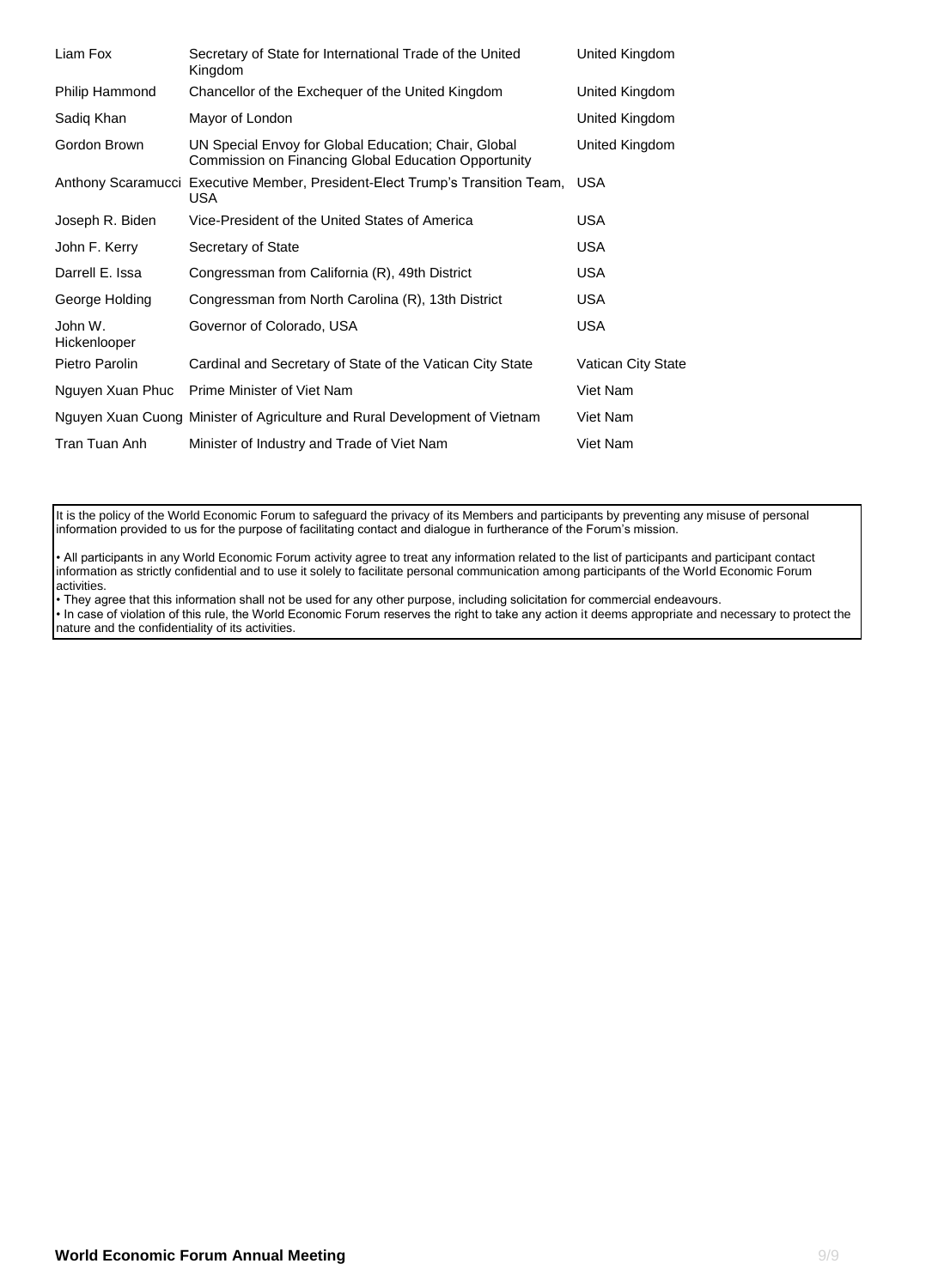| | | |
|---|---|---|
| Liam Fox | Secretary of State for International Trade of the United Kingdom | United Kingdom |
| Philip Hammond | Chancellor of the Exchequer of the United Kingdom | United Kingdom |
| Sadiq Khan | Mayor of London | United Kingdom |
| Gordon Brown | UN Special Envoy for Global Education; Chair, Global Commission on Financing Global Education Opportunity | United Kingdom |
| Anthony Scaramucci | Executive Member, President-Elect Trump's Transition Team, USA | USA |
| Joseph R. Biden | Vice-President of the United States of America | USA |
| John F. Kerry | Secretary of State | USA |
| Darrell E. Issa | Congressman from California (R), 49th District | USA |
| George Holding | Congressman from North Carolina (R), 13th District | USA |
| John W. Hickenlooper | Governor of Colorado, USA | USA |
| Pietro Parolin | Cardinal and Secretary of State of the Vatican City State | Vatican City State |
| Nguyen Xuan Phuc | Prime Minister of Viet Nam | Viet Nam |
| Nguyen Xuan Cuong | Minister of Agriculture and Rural Development of Vietnam | Viet Nam |
| Tran Tuan Anh | Minister of Industry and Trade of Viet Nam | Viet Nam |

It is the policy of the World Economic Forum to safeguard the privacy of its Members and participants by preventing any misuse of personal information provided to us for the purpose of facilitating contact and dialogue in furtherance of the Forum's mission.

- All participants in any World Economic Forum activity agree to treat any information related to the list of participants and participant contact information as strictly confidential and to use it solely to facilitate personal communication among participants of the World Economic Forum activities.
- They agree that this information shall not be used for any other purpose, including solicitation for commercial endeavours.
- In case of violation of this rule, the World Economic Forum reserves the right to take any action it deems appropriate and necessary to protect the nature and the confidentiality of its activities.